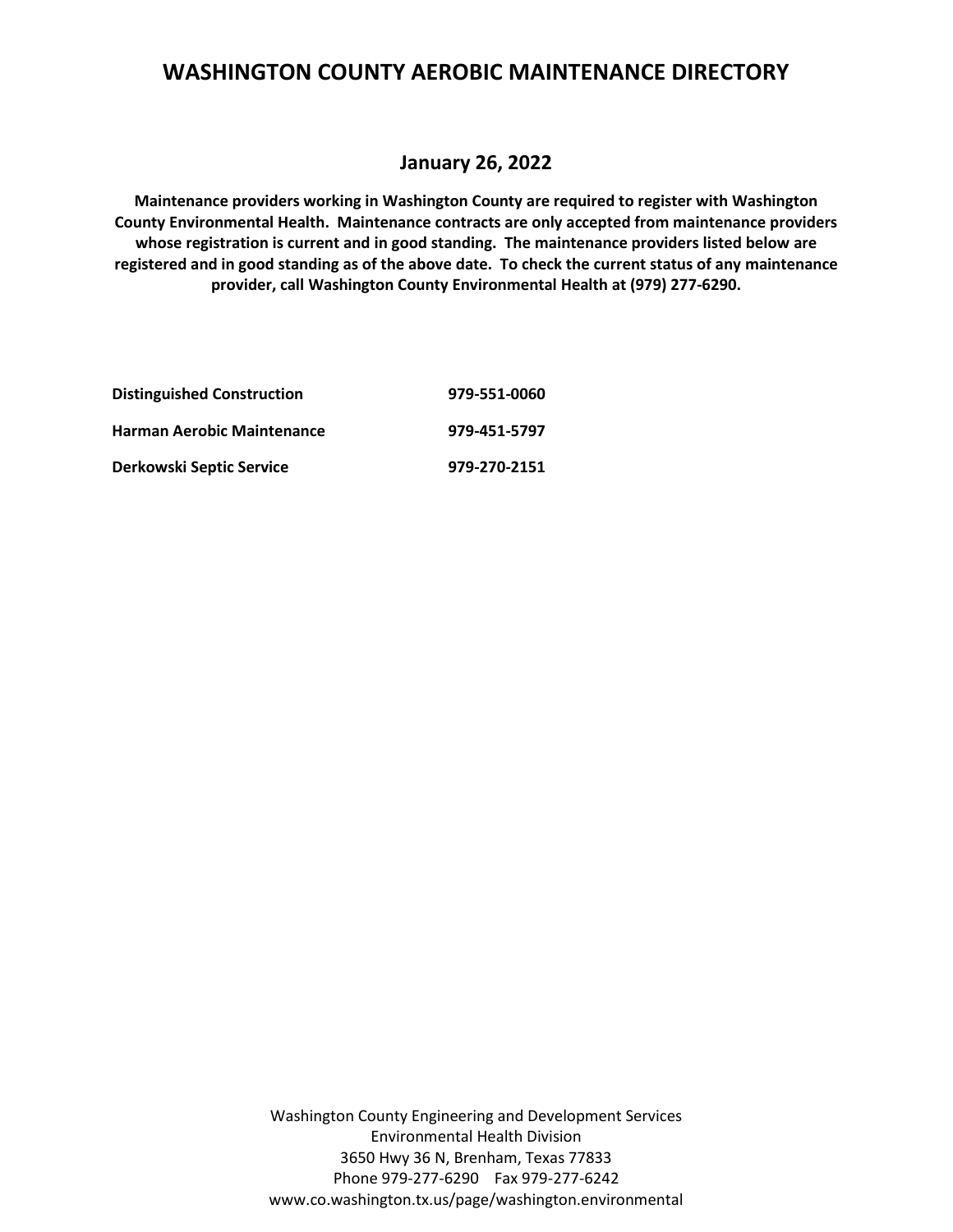# WASHINGTON COUNTY AEROBIC MAINTENANCE DIRECTORY

## January 26, 2022

**Maintenance providers working in Washington County are required to register with Washington County Environmental Health. Maintenance contracts are only accepted from maintenance providers whose registration is current and in good standing. The maintenance providers listed below are registered and in good standing as of the above date. To check the current status of any maintenance provider, call Washington County Environmental Health at (979) 277-6290.**

| | |
|---|---|
| **Distinguished Construction** | **979-551-0060** |
| **Harman Aerobic Maintenance** | **979-451-5797** |
| **Derkowski Septic Service** | **979-270-2151** |

Washington County Engineering and Development Services
Environmental Health Division
3650 Hwy 36 N, Brenham, Texas 77833
Phone 979-277-6290 Fax 979-277-6242
www.co.washington.tx.us/page/washington.environmental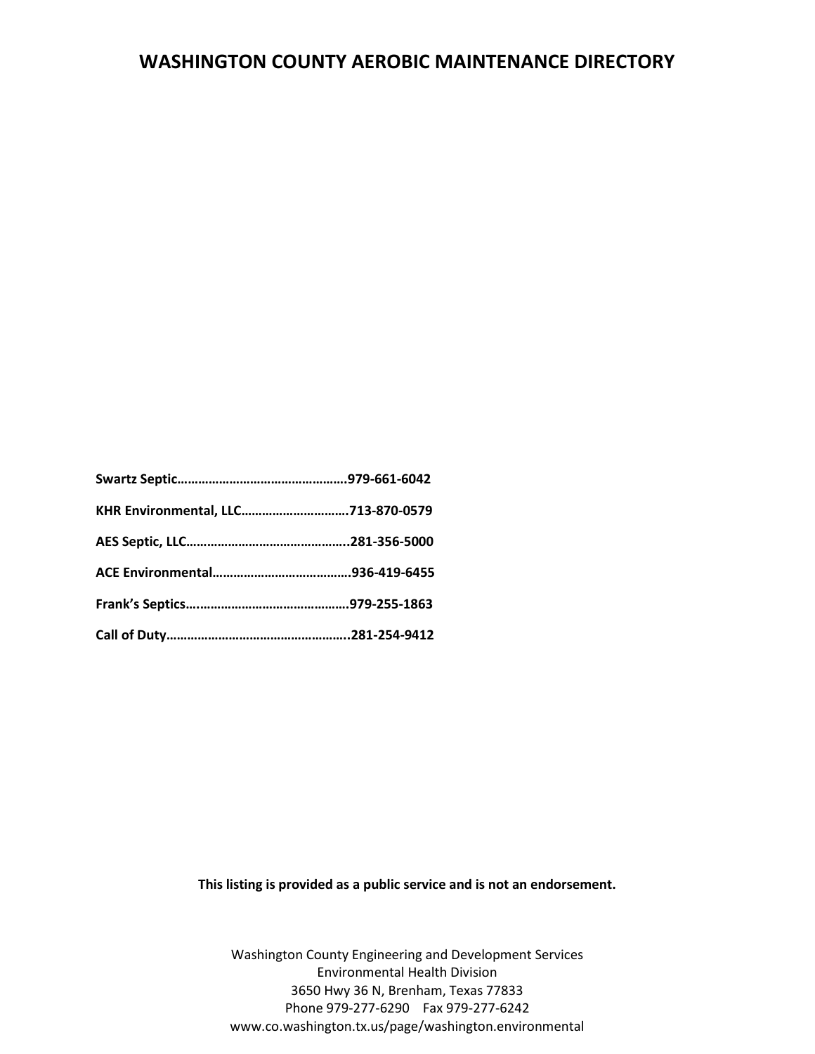# WASHINGTON COUNTY AEROBIC MAINTENANCE DIRECTORY

**Swartz Septic………………………………………….979-661-6042**

**KHR Environmental, LLC…………………………713-870-0579**

**AES Septic, LLC………………………………………..281-356-5000**

**ACE Environmental………………………………….936-419-6455**

**Frank's Septics……………………………………….979-255-1863**

**Call of Duty……………………………………………..281-254-9412**

**This listing is provided as a public service and is not an endorsement.**

Washington County Engineering and Development Services
Environmental Health Division
3650 Hwy 36 N, Brenham, Texas 77833
Phone 979-277-6290 Fax 979-277-6242
www.co.washington.tx.us/page/washington.environmental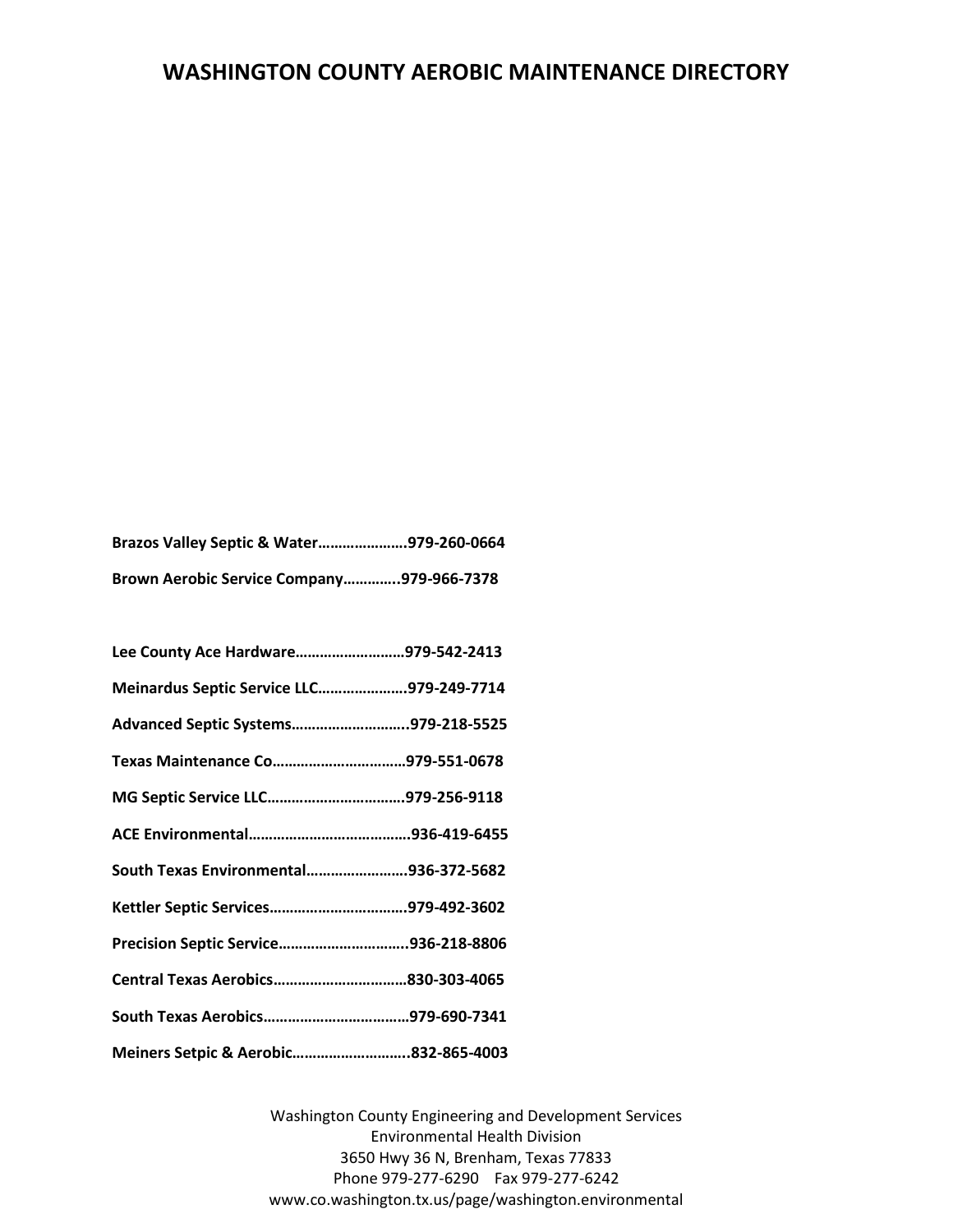# WASHINGTON COUNTY AEROBIC MAINTENANCE DIRECTORY

**Brazos Valley Septic & Water…………………..979-260-0664**

**Brown Aerobic Service Company…………..979-966-7378**

**Lee County Ace Hardware………………………979-542-2413**

**Meinardus Septic Service LLC…………………979-249-7714**

**Advanced Septic Systems………………………..979-218-5525**

**Texas Maintenance Co……………………………979-551-0678**

**MG Septic Service LLC……………………………979-256-9118**

**ACE Environmental…………………………………936-419-6455**

**South Texas Environmental……………………936-372-5682**

**Kettler Septic Services……………………………979-492-3602**

**Precision Septic Service…………………………..936-218-8806**

**Central Texas Aerobics……………………………830-303-4065**

**South Texas Aerobics………………………………979-690-7341**

**Meiners Setpic & Aerobic………………………..832-865-4003**

Washington County Engineering and Development Services
Environmental Health Division
3650 Hwy 36 N, Brenham, Texas 77833
Phone 979-277-6290 Fax 979-277-6242
www.co.washington.tx.us/page/washington.environmental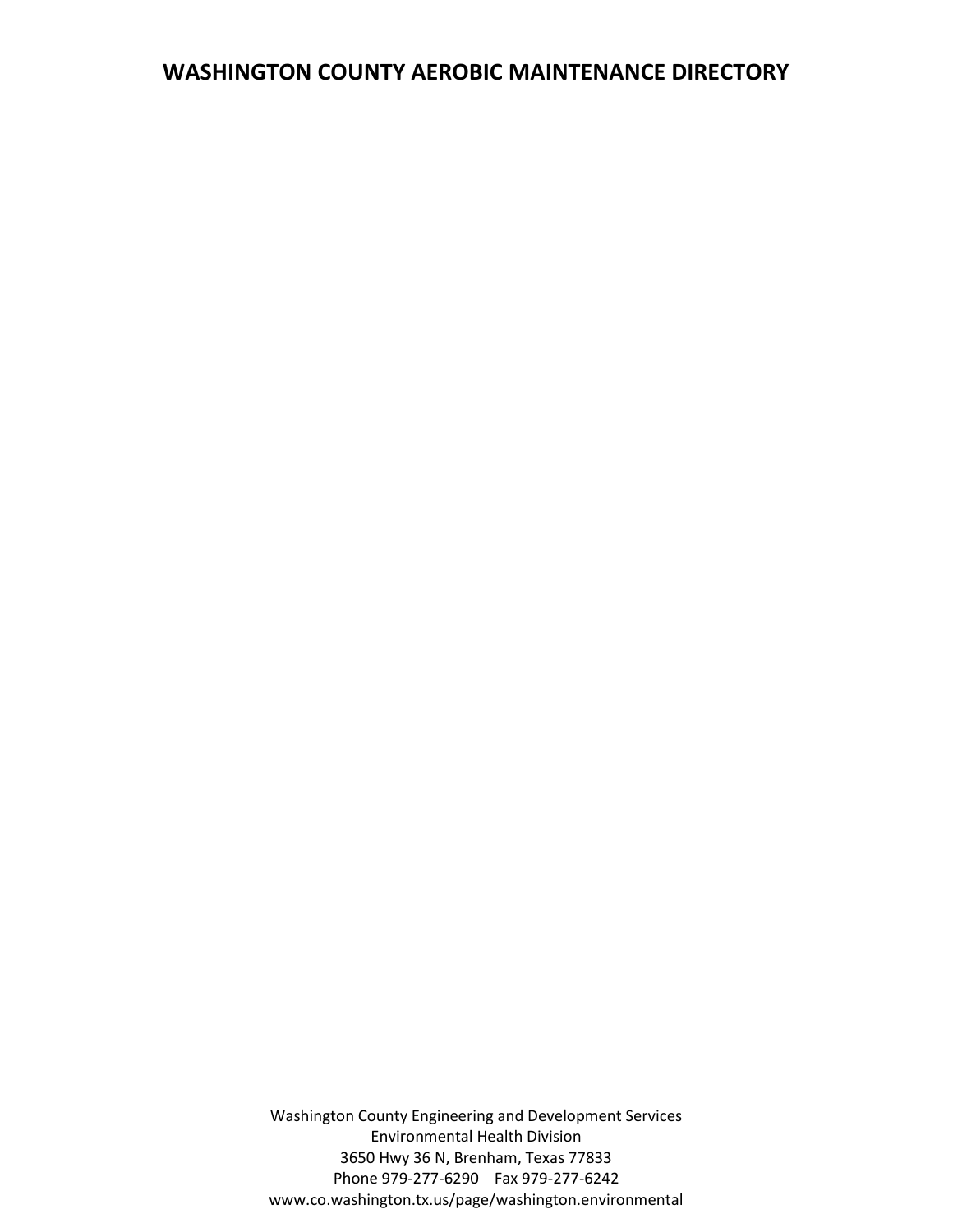# WASHINGTON COUNTY AEROBIC MAINTENANCE DIRECTORY

Washington County Engineering and Development Services
Environmental Health Division
3650 Hwy 36 N, Brenham, Texas 77833
Phone 979-277-6290    Fax 979-277-6242
www.co.washington.tx.us/page/washington.environmental